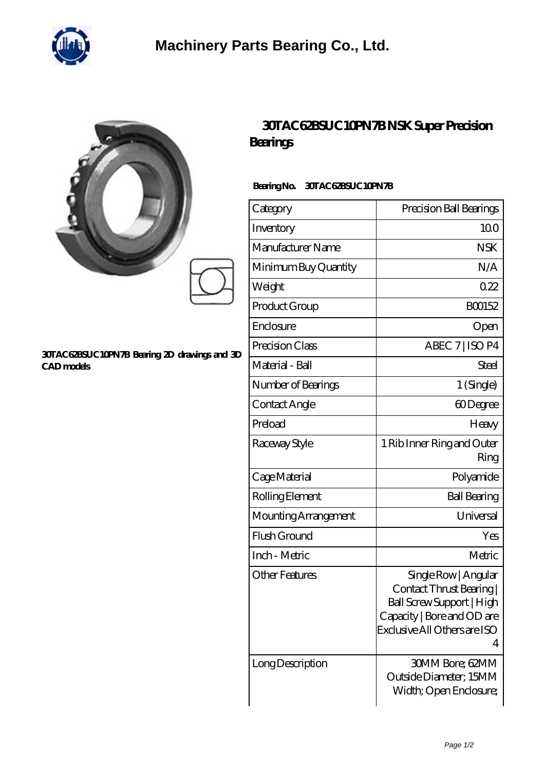# Machinery Parts Bearing Co., Ltd.

30TAC62BSUC10PN7B Bearing 2D drawings and 3D CAD models

## 30TAC62BSUC10PN7B NSK Super Precision Bearings

**Bearing No. 30TAC62BSUC10PN7B**

| Category | Precision Ball Bearings |
|---|---|
| Inventory | 10.0 |
| Manufacturer Name | NSK |
| Minimum Buy Quantity | N/A |
| Weight | 0.22 |
| Product Group | B00152 |
| Enclosure | Open |
| Precision Class | ABEC 7 \| ISO P4 |
| Material - Ball | Steel |
| Number of Bearings | 1 (Single) |
| Contact Angle | 60 Degree |
| Preload | Heavy |
| Raceway Style | 1 Rib Inner Ring and Outer Ring |
| Cage Material | Polyamide |
| Rolling Element | Ball Bearing |
| Mounting Arrangement | Universal |
| Flush Ground | Yes |
| Inch - Metric | Metric |
| Other Features | Single Row \| Angular Contact Thrust Bearing \| Ball Screw Support \| High Capacity \| Bore and OD are Exclusive All Others are ISO 4 |
| Long Description | 30MM Bore; 62MM Outside Diameter; 15MM Width; Open Enclosure; |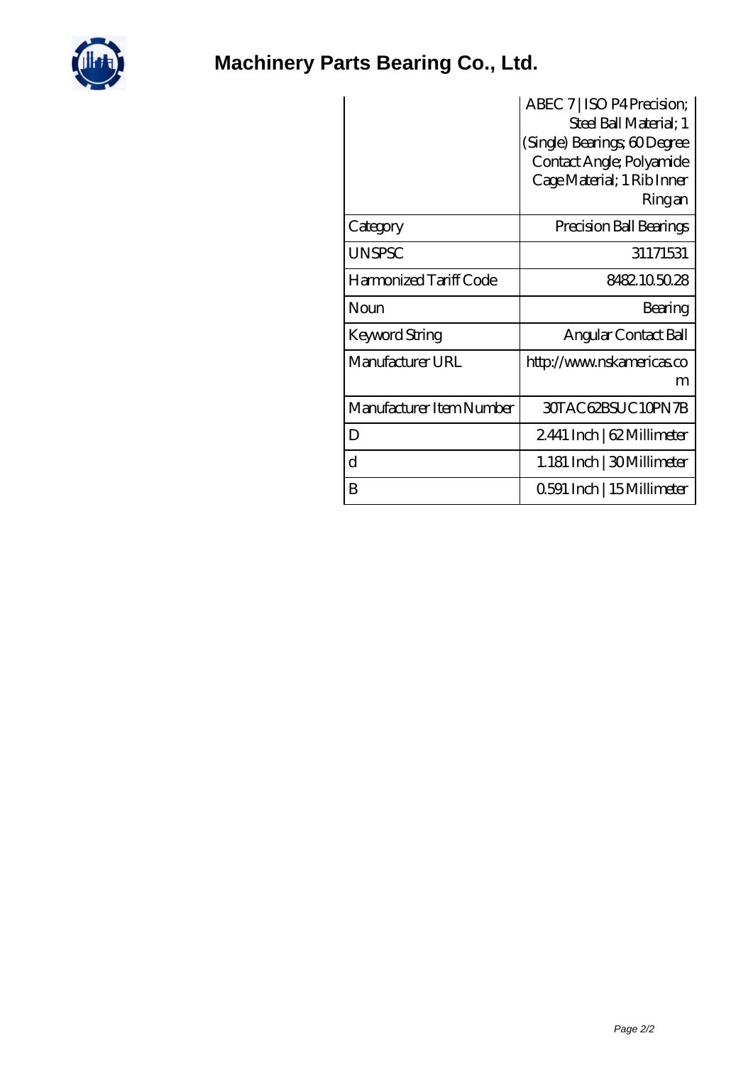# Machinery Parts Bearing Co., Ltd.

| | |
|---|---|
| | ABEC 7 \| ISO P4 Precision; Steel Ball Material; 1 (Single) Bearings; 60 Degree Contact Angle; Polyamide Cage Material; 1 Rib Inner Ring an |
| Category | Precision Ball Bearings |
| UNSPSC | 31171531 |
| Harmonized Tariff Code | 8482.10.50.28 |
| Noun | Bearing |
| Keyword String | Angular Contact Ball |
| Manufacturer URL | http://www.nskamericas.com |
| Manufacturer Item Number | 30TAC62BSUC10PN7B |
| D | 2.441 Inch \| 62 Millimeter |
| d | 1.181 Inch \| 30 Millimeter |
| B | 0.591 Inch \| 15 Millimeter |